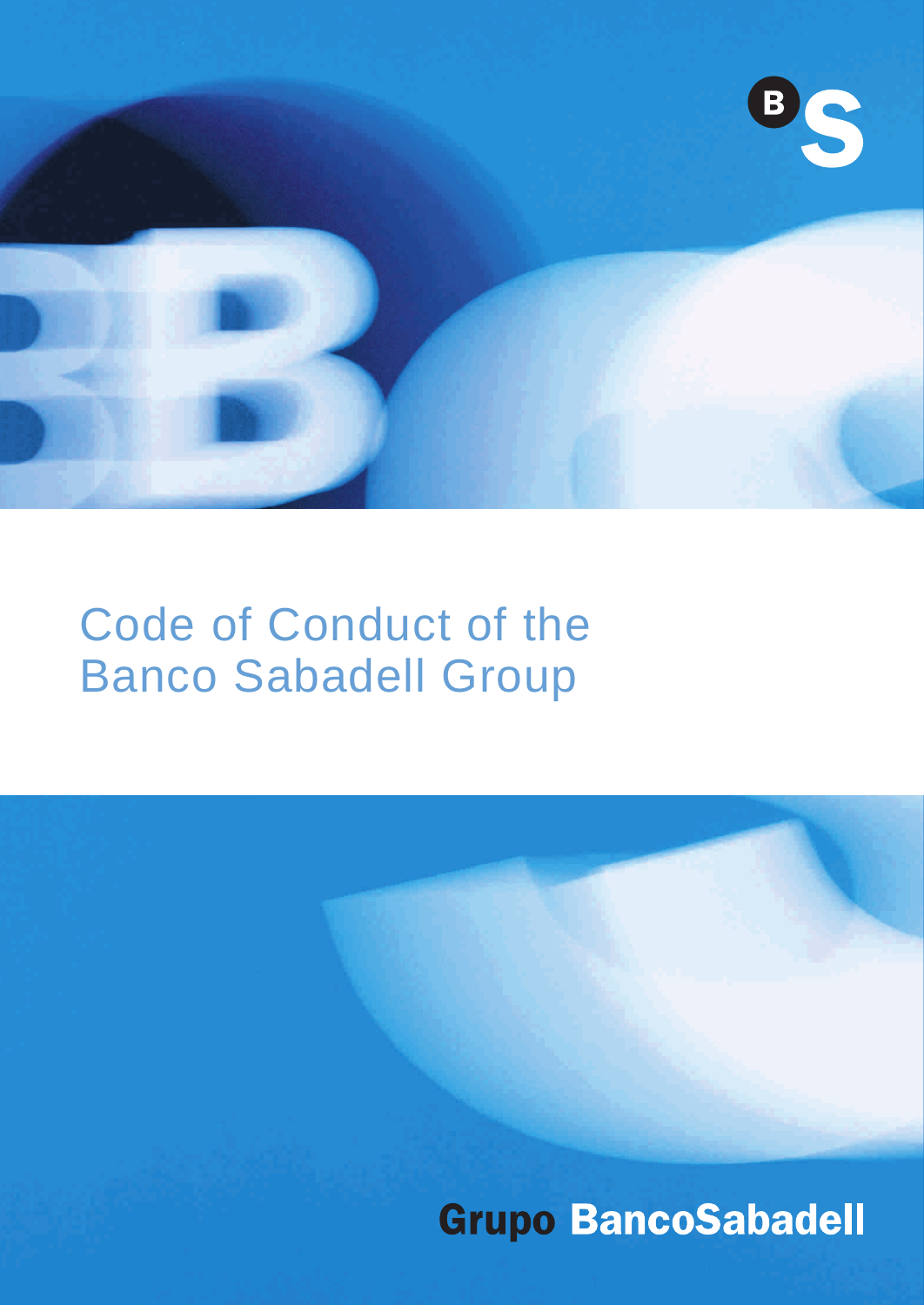# Code of Conduct of the Banco Sabadell Group

Grupo BancoSabadell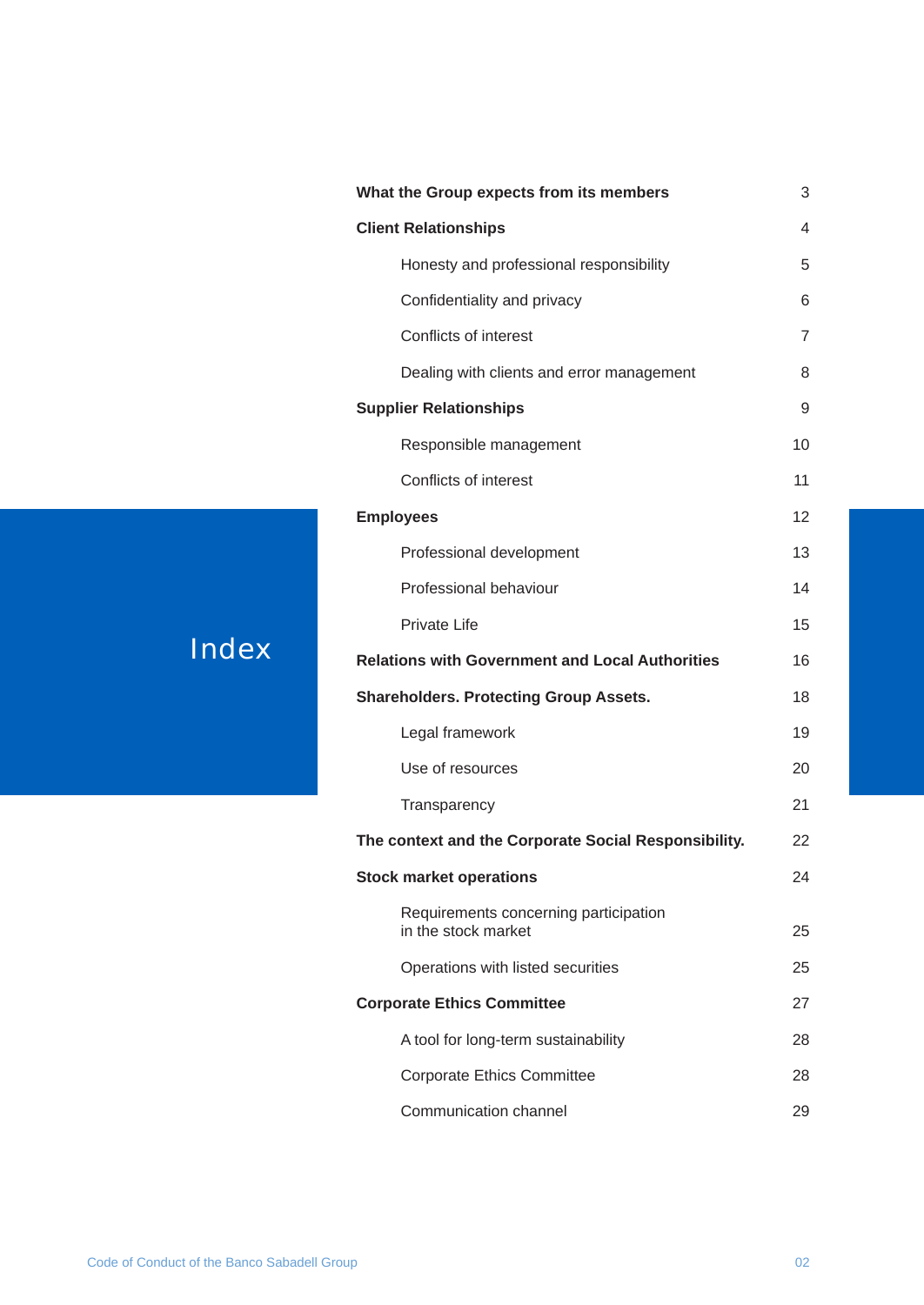# Index

| | |
|---|---|
| **What the Group expects from its members** | 3 |
| **Client Relationships** | 4 |
| Honesty and professional responsibility | 5 |
| Confidentiality and privacy | 6 |
| Conflicts of interest | 7 |
| Dealing with clients and error management | 8 |
| **Supplier Relationships** | 9 |
| Responsible management | 10 |
| Conflicts of interest | 11 |
| **Employees** | 12 |
| Professional development | 13 |
| Professional behaviour | 14 |
| Private Life | 15 |
| **Relations with Government and Local Authorities** | 16 |
| **Shareholders. Protecting Group Assets.** | 18 |
| Legal framework | 19 |
| Use of resources | 20 |
| Transparency | 21 |
| **The context and the Corporate Social Responsibility.** | 22 |
| **Stock market operations** | 24 |
| Requirements concerning participation in the stock market | 25 |
| Operations with listed securities | 25 |
| **Corporate Ethics Committee** | 27 |
| A tool for long-term sustainability | 28 |
| Corporate Ethics Committee | 28 |
| Communication channel | 29 |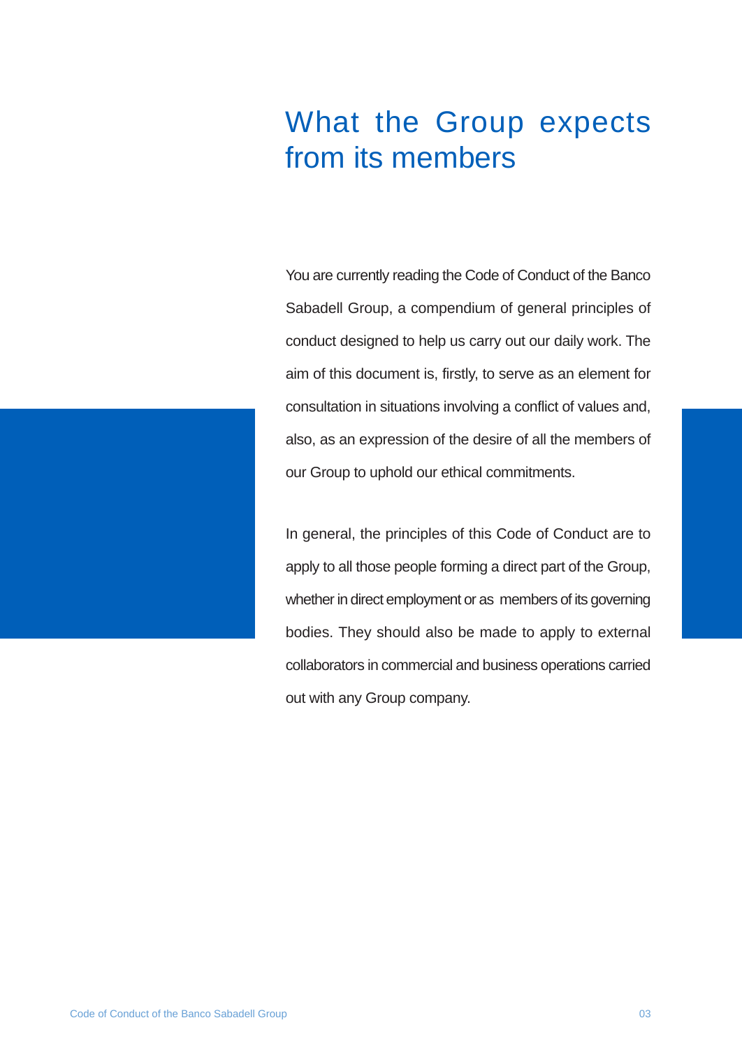# What the Group expects from its members

You are currently reading the Code of Conduct of the Banco Sabadell Group, a compendium of general principles of conduct designed to help us carry out our daily work. The aim of this document is, firstly, to serve as an element for consultation in situations involving a conflict of values and, also, as an expression of the desire of all the members of our Group to uphold our ethical commitments.

In general, the principles of this Code of Conduct are to apply to all those people forming a direct part of the Group, whether in direct employment or as members of its governing bodies. They should also be made to apply to external collaborators in commercial and business operations carried out with any Group company.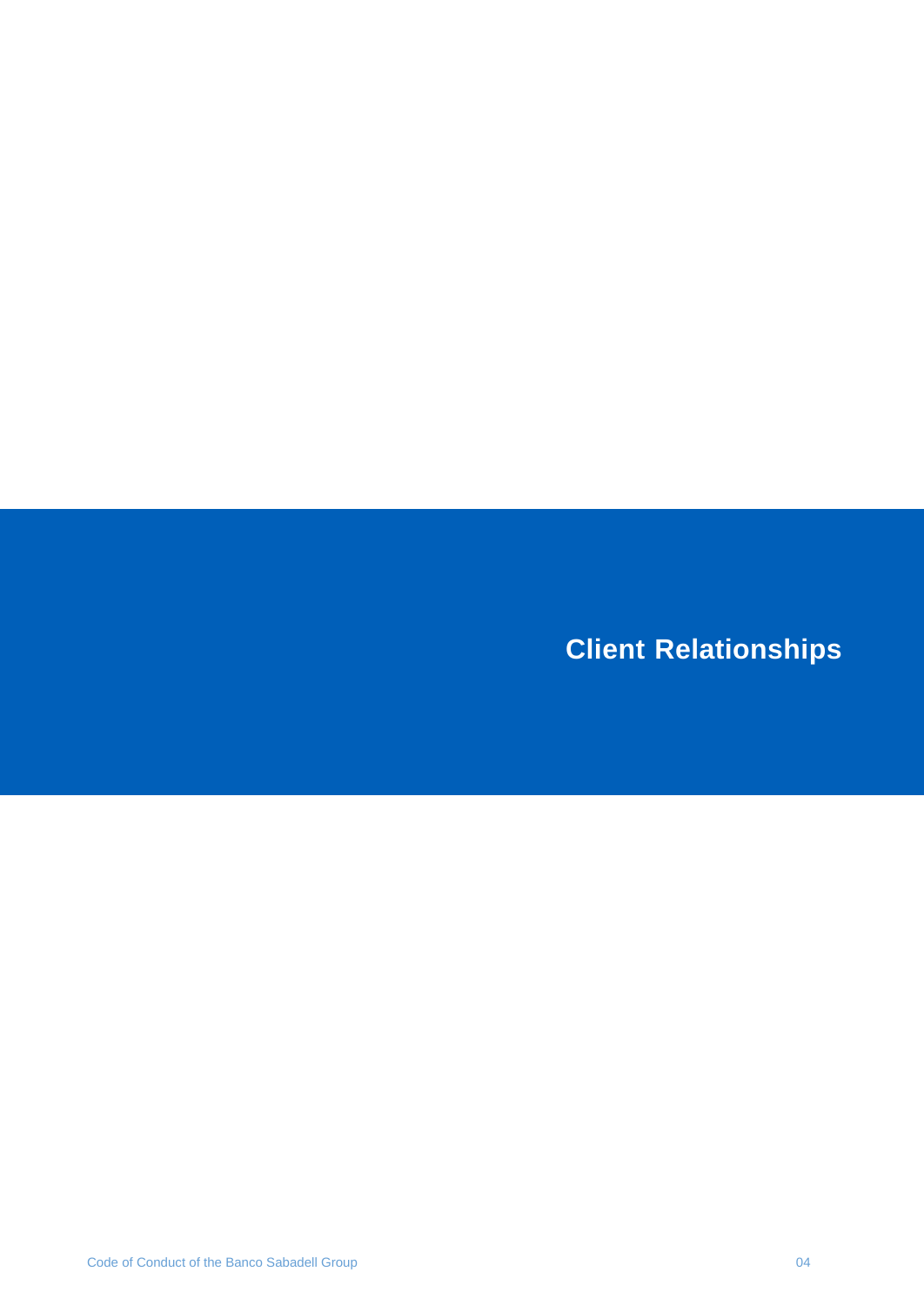# Client Relationships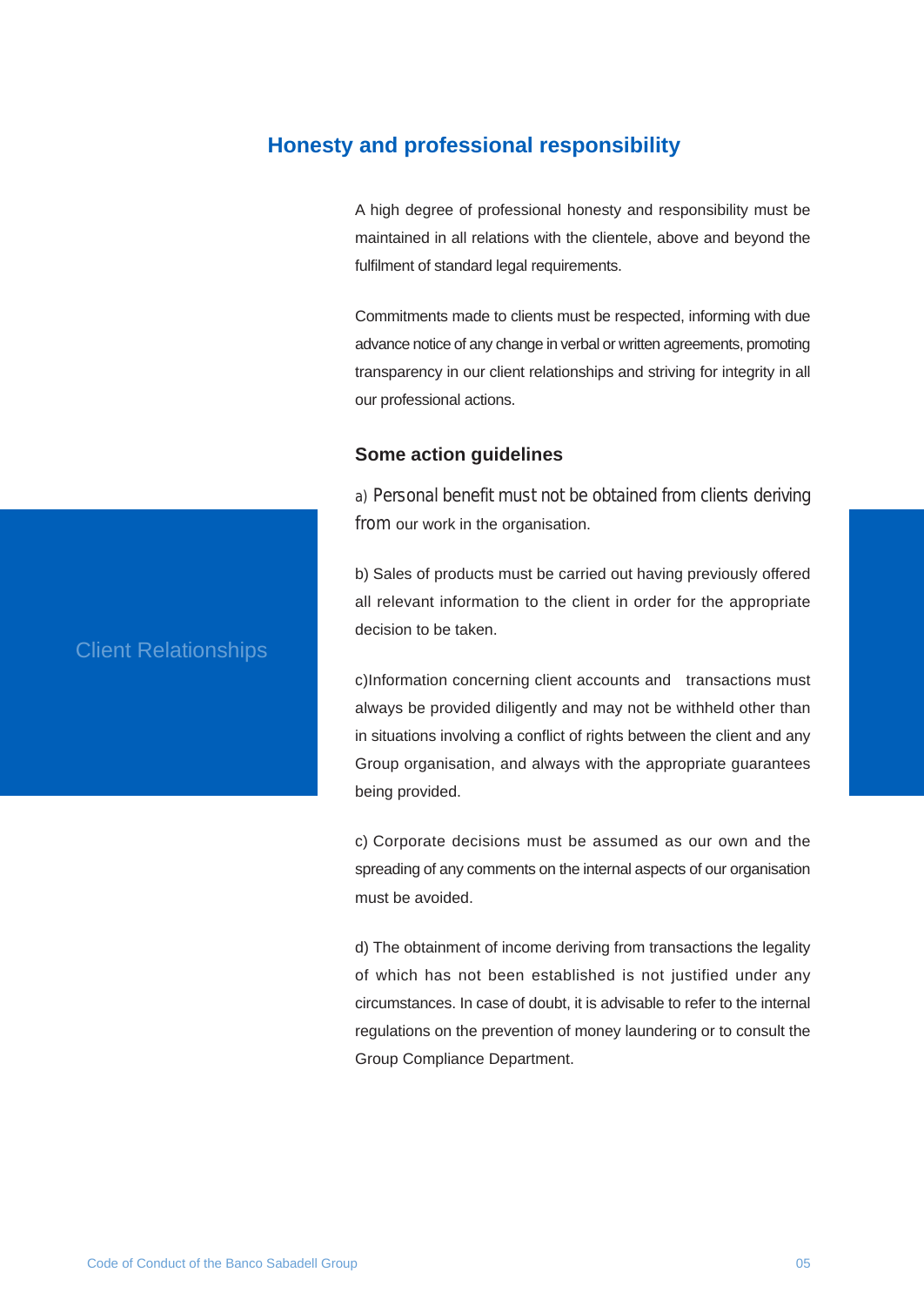## Honesty and professional responsibility

Client Relationships

A high degree of professional honesty and responsibility must be maintained in all relations with the clientele, above and beyond the fulfilment of standard legal requirements.

Commitments made to clients must be respected, informing with due advance notice of any change in verbal or written agreements, promoting transparency in our client relationships and striving for integrity in all our professional actions.

### Some action guidelines

a) Personal benefit must not be obtained from clients deriving from our work in the organisation.

b) Sales of products must be carried out having previously offered all relevant information to the client in order for the appropriate decision to be taken.

c)Information concerning client accounts and transactions must always be provided diligently and may not be withheld other than in situations involving a conflict of rights between the client and any Group organisation, and always with the appropriate guarantees being provided.

c) Corporate decisions must be assumed as our own and the spreading of any comments on the internal aspects of our organisation must be avoided.

d) The obtainment of income deriving from transactions the legality of which has not been established is not justified under any circumstances. In case of doubt, it is advisable to refer to the internal regulations on the prevention of money laundering or to consult the Group Compliance Department.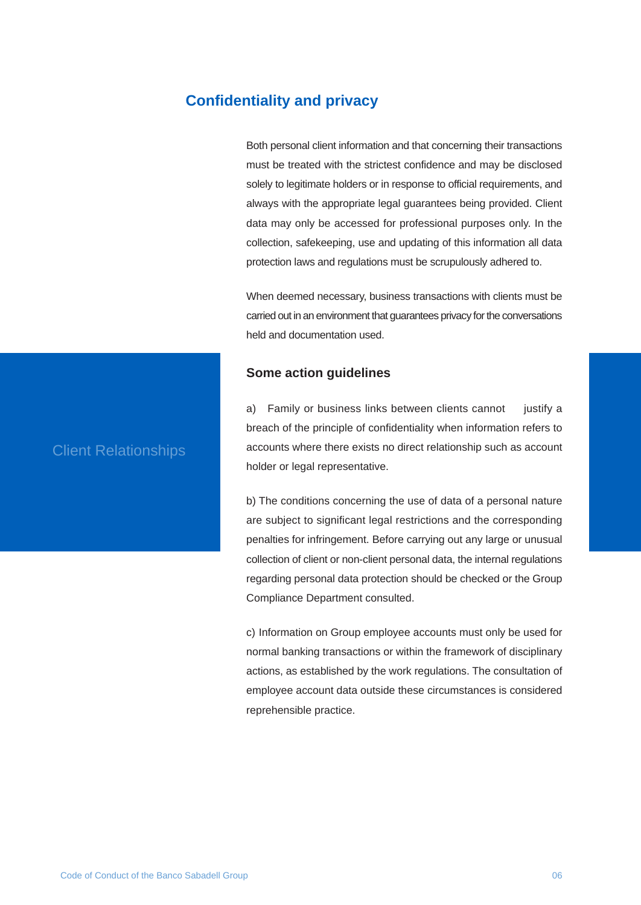## Confidentiality and privacy

Both personal client information and that concerning their transactions must be treated with the strictest confidence and may be disclosed solely to legitimate holders or in response to official requirements, and always with the appropriate legal guarantees being provided. Client data may only be accessed for professional purposes only. In the collection, safekeeping, use and updating of this information all data protection laws and regulations must be scrupulously adhered to.

When deemed necessary, business transactions with clients must be carried out in an environment that guarantees privacy for the conversations held and documentation used.

Client Relationships

### Some action guidelines

a) Family or business links between clients cannot justify a breach of the principle of confidentiality when information refers to accounts where there exists no direct relationship such as account holder or legal representative.

b) The conditions concerning the use of data of a personal nature are subject to significant legal restrictions and the corresponding penalties for infringement. Before carrying out any large or unusual collection of client or non-client personal data, the internal regulations regarding personal data protection should be checked or the Group Compliance Department consulted.

c) Information on Group employee accounts must only be used for normal banking transactions or within the framework of disciplinary actions, as established by the work regulations. The consultation of employee account data outside these circumstances is considered reprehensible practice.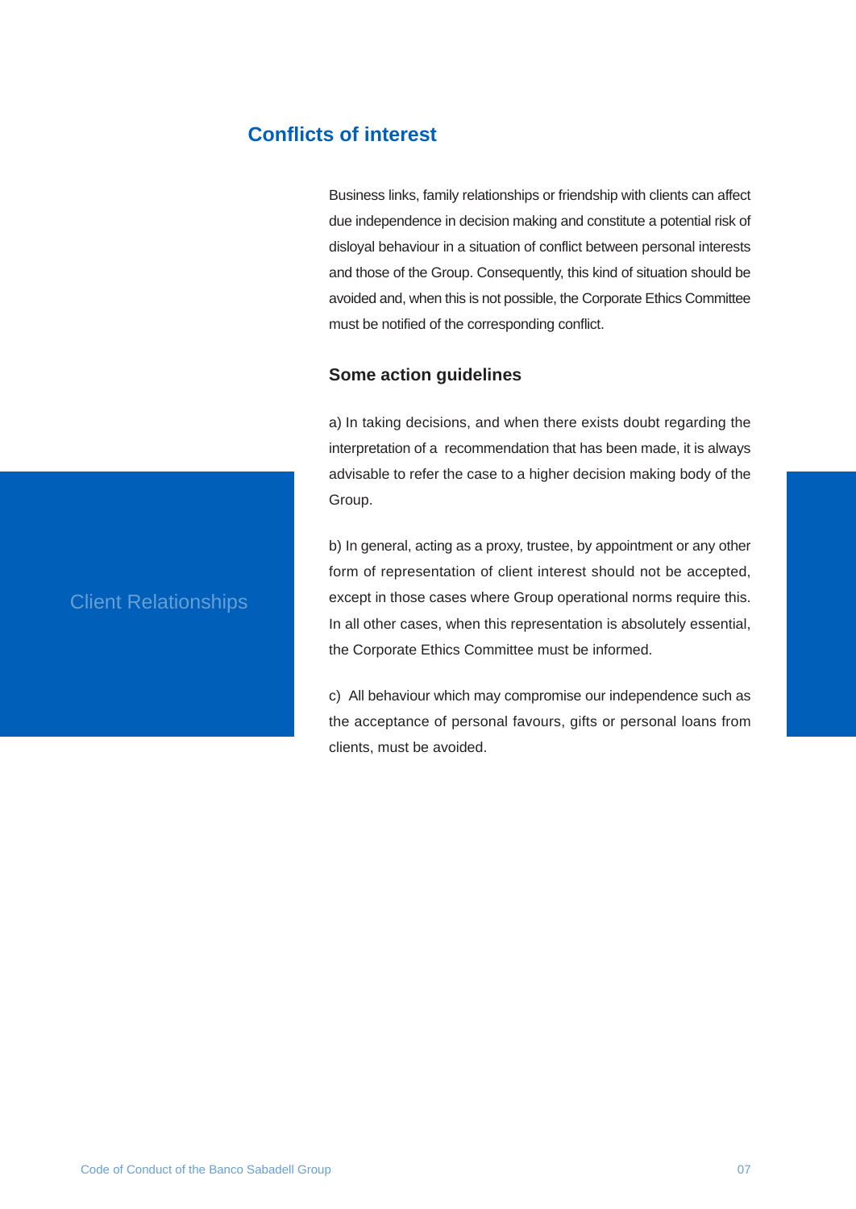## Conflicts of interest

Client Relationships

Business links, family relationships or friendship with clients can affect due independence in decision making and constitute a potential risk of disloyal behaviour in a situation of conflict between personal interests and those of the Group. Consequently, this kind of situation should be avoided and, when this is not possible, the Corporate Ethics Committee must be notified of the corresponding conflict.

### Some action guidelines

a) In taking decisions, and when there exists doubt regarding the interpretation of a recommendation that has been made, it is always advisable to refer the case to a higher decision making body of the Group.

b) In general, acting as a proxy, trustee, by appointment or any other form of representation of client interest should not be accepted, except in those cases where Group operational norms require this. In all other cases, when this representation is absolutely essential, the Corporate Ethics Committee must be informed.

c) All behaviour which may compromise our independence such as the acceptance of personal favours, gifts or personal loans from clients, must be avoided.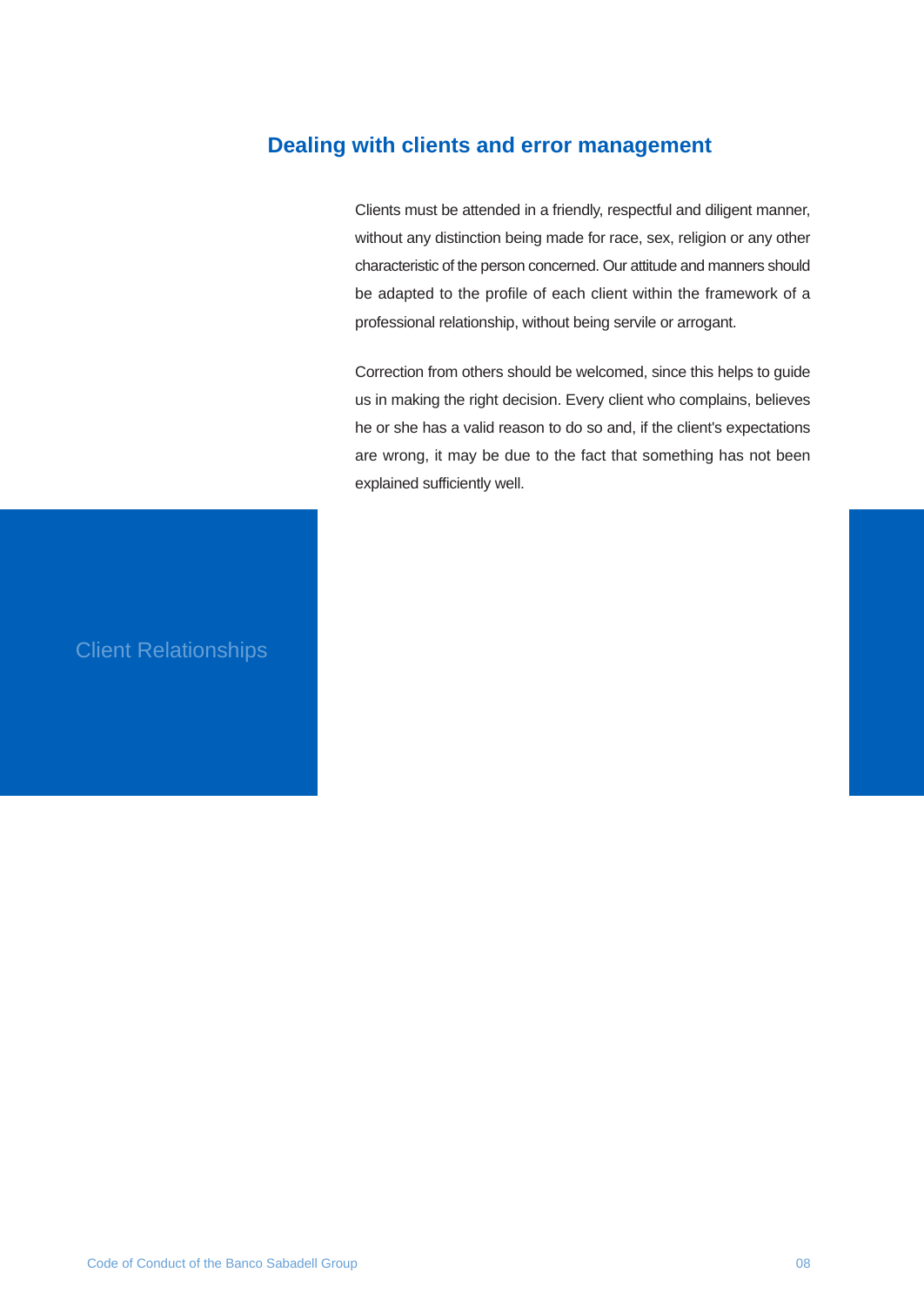## Dealing with clients and error management

Clients must be attended in a friendly, respectful and diligent manner, without any distinction being made for race, sex, religion or any other characteristic of the person concerned. Our attitude and manners should be adapted to the profile of each client within the framework of a professional relationship, without being servile or arrogant.

Correction from others should be welcomed, since this helps to guide us in making the right decision. Every client who complains, believes he or she has a valid reason to do so and, if the client's expectations are wrong, it may be due to the fact that something has not been explained sufficiently well.

Client Relationships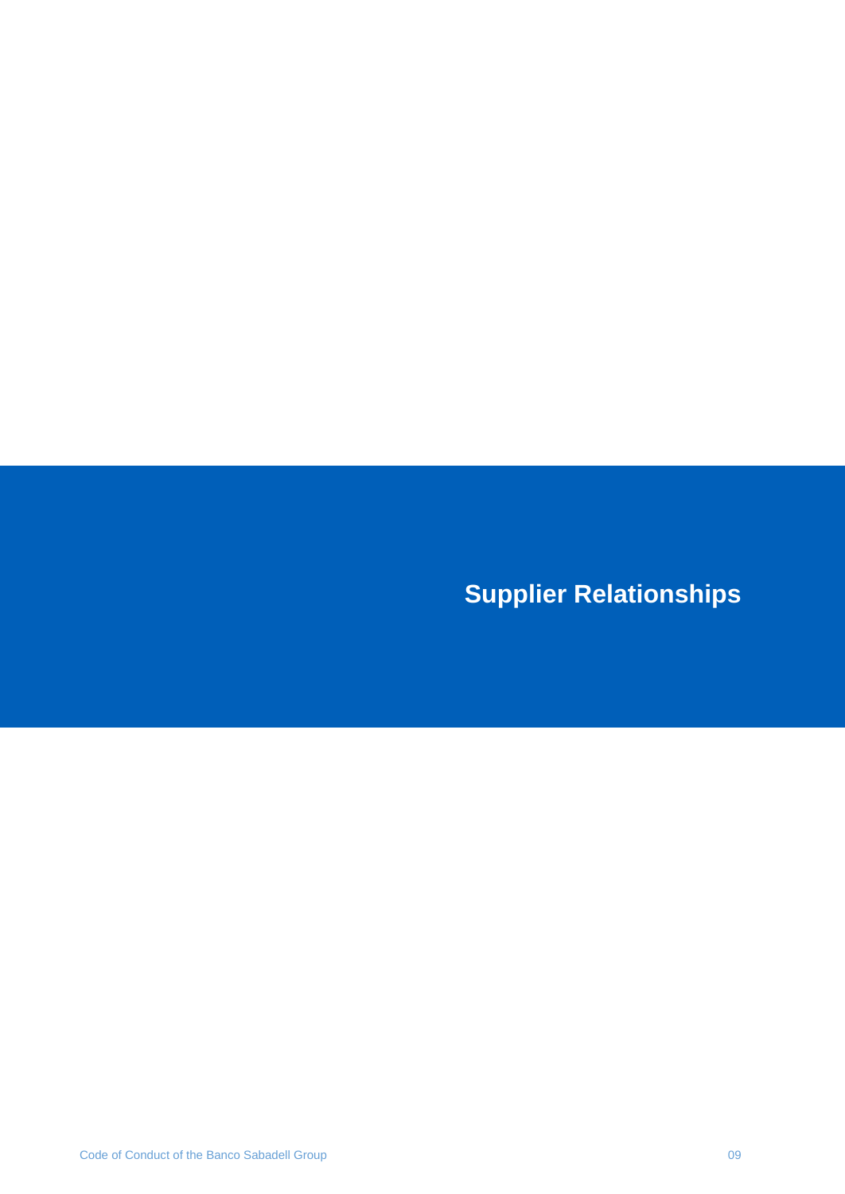# Supplier Relationships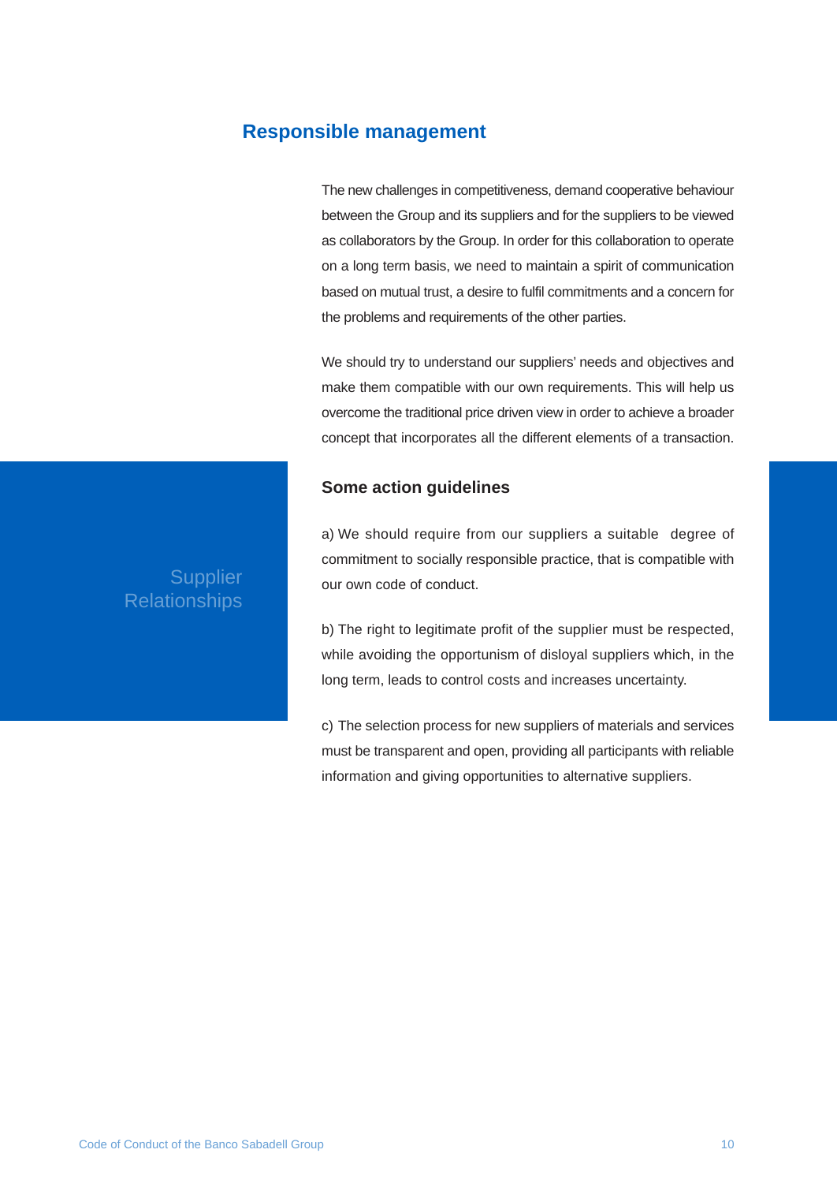## Responsible management

The new challenges in competitiveness, demand cooperative behaviour between the Group and its suppliers and for the suppliers to be viewed as collaborators by the Group. In order for this collaboration to operate on a long term basis, we need to maintain a spirit of communication based on mutual trust, a desire to fulfil commitments and a concern for the problems and requirements of the other parties.

We should try to understand our suppliers' needs and objectives and make them compatible with our own requirements. This will help us overcome the traditional price driven view in order to achieve a broader concept that incorporates all the different elements of a transaction.

Supplier Relationships

### Some action guidelines

a) We should require from our suppliers a suitable degree of commitment to socially responsible practice, that is compatible with our own code of conduct.

b) The right to legitimate profit of the supplier must be respected, while avoiding the opportunism of disloyal suppliers which, in the long term, leads to control costs and increases uncertainty.

c) The selection process for new suppliers of materials and services must be transparent and open, providing all participants with reliable information and giving opportunities to alternative suppliers.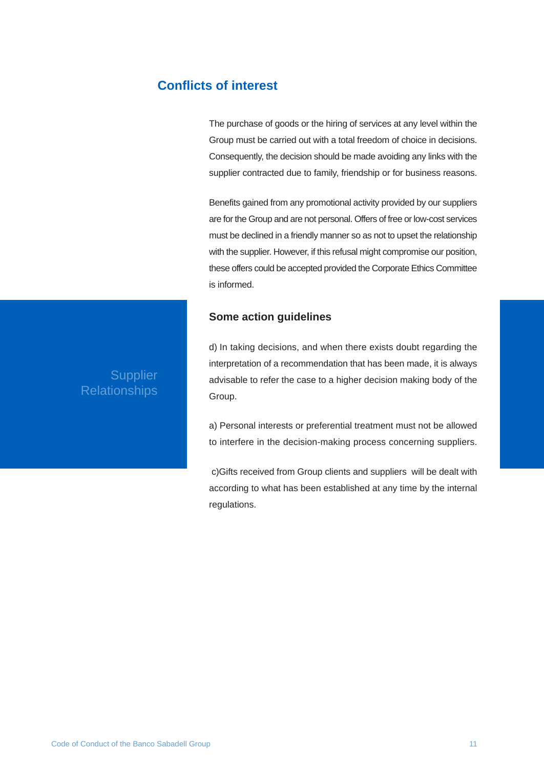## Conflicts of interest

The purchase of goods or the hiring of services at any level within the Group must be carried out with a total freedom of choice in decisions. Consequently, the decision should be made avoiding any links with the supplier contracted due to family, friendship or for business reasons.

Benefits gained from any promotional activity provided by our suppliers are for the Group and are not personal. Offers of free or low-cost services must be declined in a friendly manner so as not to upset the relationship with the supplier. However, if this refusal might compromise our position, these offers could be accepted provided the Corporate Ethics Committee is informed.

Supplier Relationships

### Some action guidelines

d) In taking decisions, and when there exists doubt regarding the interpretation of a recommendation that has been made, it is always advisable to refer the case to a higher decision making body of the Group.

a) Personal interests or preferential treatment must not be allowed to interfere in the decision-making process concerning suppliers.

c)Gifts received from Group clients and suppliers will be dealt with according to what has been established at any time by the internal regulations.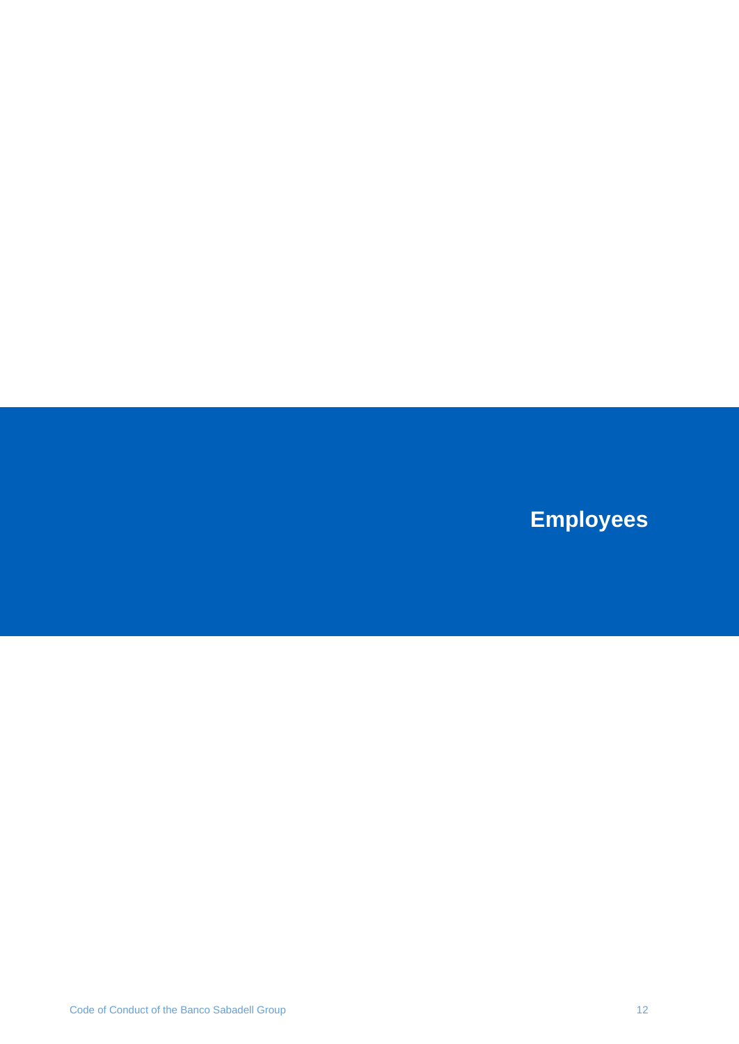# Employees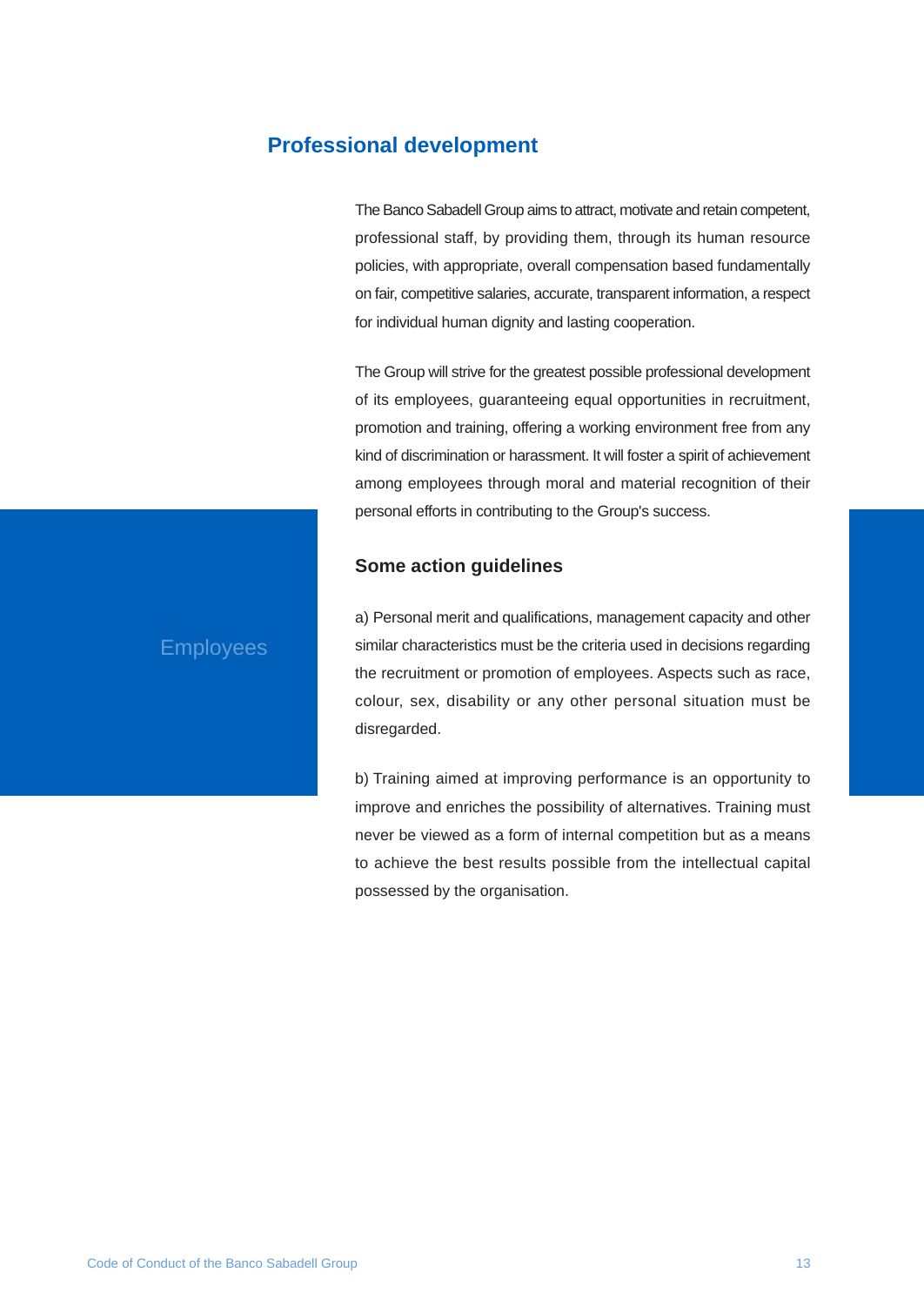## Professional development

The Banco Sabadell Group aims to attract, motivate and retain competent, professional staff, by providing them, through its human resource policies, with appropriate, overall compensation based fundamentally on fair, competitive salaries, accurate, transparent information, a respect for individual human dignity and lasting cooperation.

The Group will strive for the greatest possible professional development of its employees, guaranteeing equal opportunities in recruitment, promotion and training, offering a working environment free from any kind of discrimination or harassment. It will foster a spirit of achievement among employees through moral and material recognition of their personal efforts in contributing to the Group's success.

Employees

### Some action guidelines

a) Personal merit and qualifications, management capacity and other similar characteristics must be the criteria used in decisions regarding the recruitment or promotion of employees. Aspects such as race, colour, sex, disability or any other personal situation must be disregarded.

b) Training aimed at improving performance is an opportunity to improve and enriches the possibility of alternatives. Training must never be viewed as a form of internal competition but as a means to achieve the best results possible from the intellectual capital possessed by the organisation.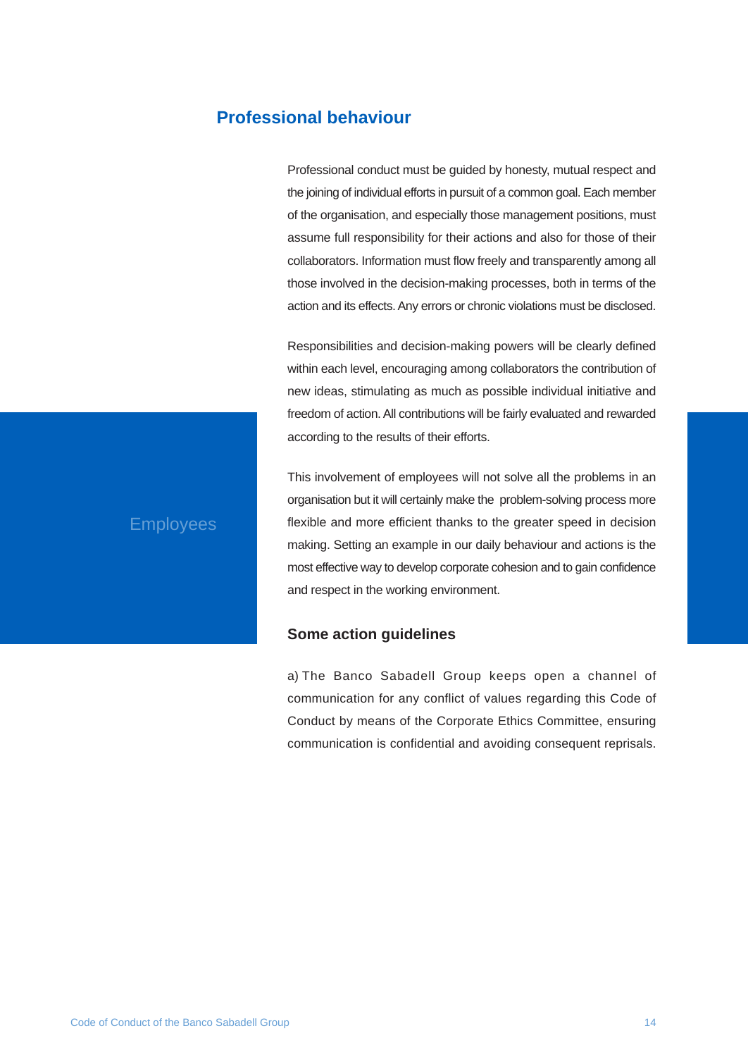## Professional behaviour

Employees

Professional conduct must be guided by honesty, mutual respect and the joining of individual efforts in pursuit of a common goal. Each member of the organisation, and especially those management positions, must assume full responsibility for their actions and also for those of their collaborators. Information must flow freely and transparently among all those involved in the decision-making processes, both in terms of the action and its effects. Any errors or chronic violations must be disclosed.

Responsibilities and decision-making powers will be clearly defined within each level, encouraging among collaborators the contribution of new ideas, stimulating as much as possible individual initiative and freedom of action. All contributions will be fairly evaluated and rewarded according to the results of their efforts.

This involvement of employees will not solve all the problems in an organisation but it will certainly make the problem-solving process more flexible and more efficient thanks to the greater speed in decision making. Setting an example in our daily behaviour and actions is the most effective way to develop corporate cohesion and to gain confidence and respect in the working environment.

### Some action guidelines

a) The Banco Sabadell Group keeps open a channel of communication for any conflict of values regarding this Code of Conduct by means of the Corporate Ethics Committee, ensuring communication is confidential and avoiding consequent reprisals.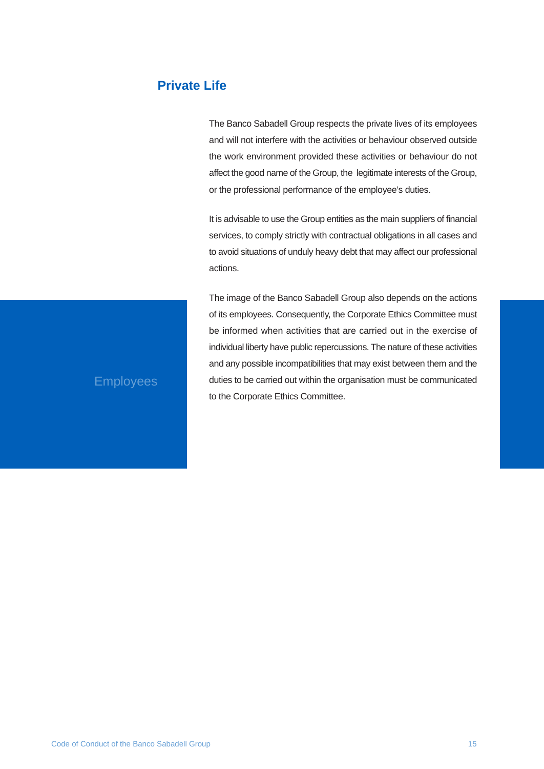## Private Life

The Banco Sabadell Group respects the private lives of its employees and will not interfere with the activities or behaviour observed outside the work environment provided these activities or behaviour do not affect the good name of the Group, the legitimate interests of the Group, or the professional performance of the employee's duties.

It is advisable to use the Group entities as the main suppliers of financial services, to comply strictly with contractual obligations in all cases and to avoid situations of unduly heavy debt that may affect our professional actions.

The image of the Banco Sabadell Group also depends on the actions of its employees. Consequently, the Corporate Ethics Committee must be informed when activities that are carried out in the exercise of individual liberty have public repercussions. The nature of these activities and any possible incompatibilities that may exist between them and the duties to be carried out within the organisation must be communicated to the Corporate Ethics Committee.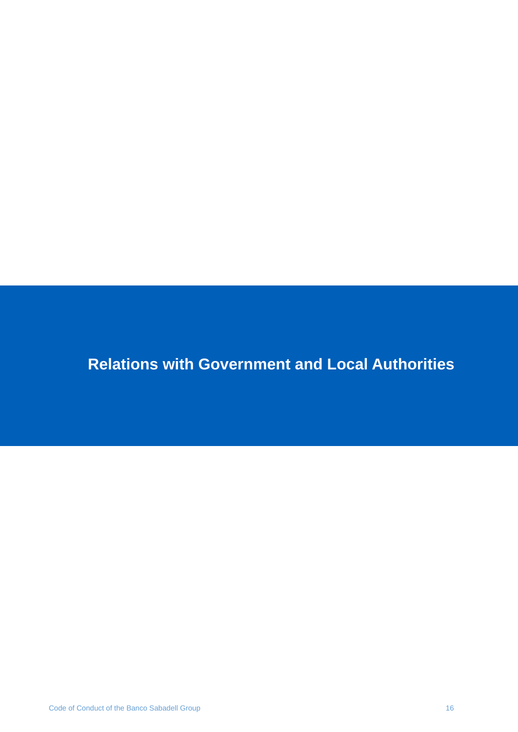# Relations with Government and Local Authorities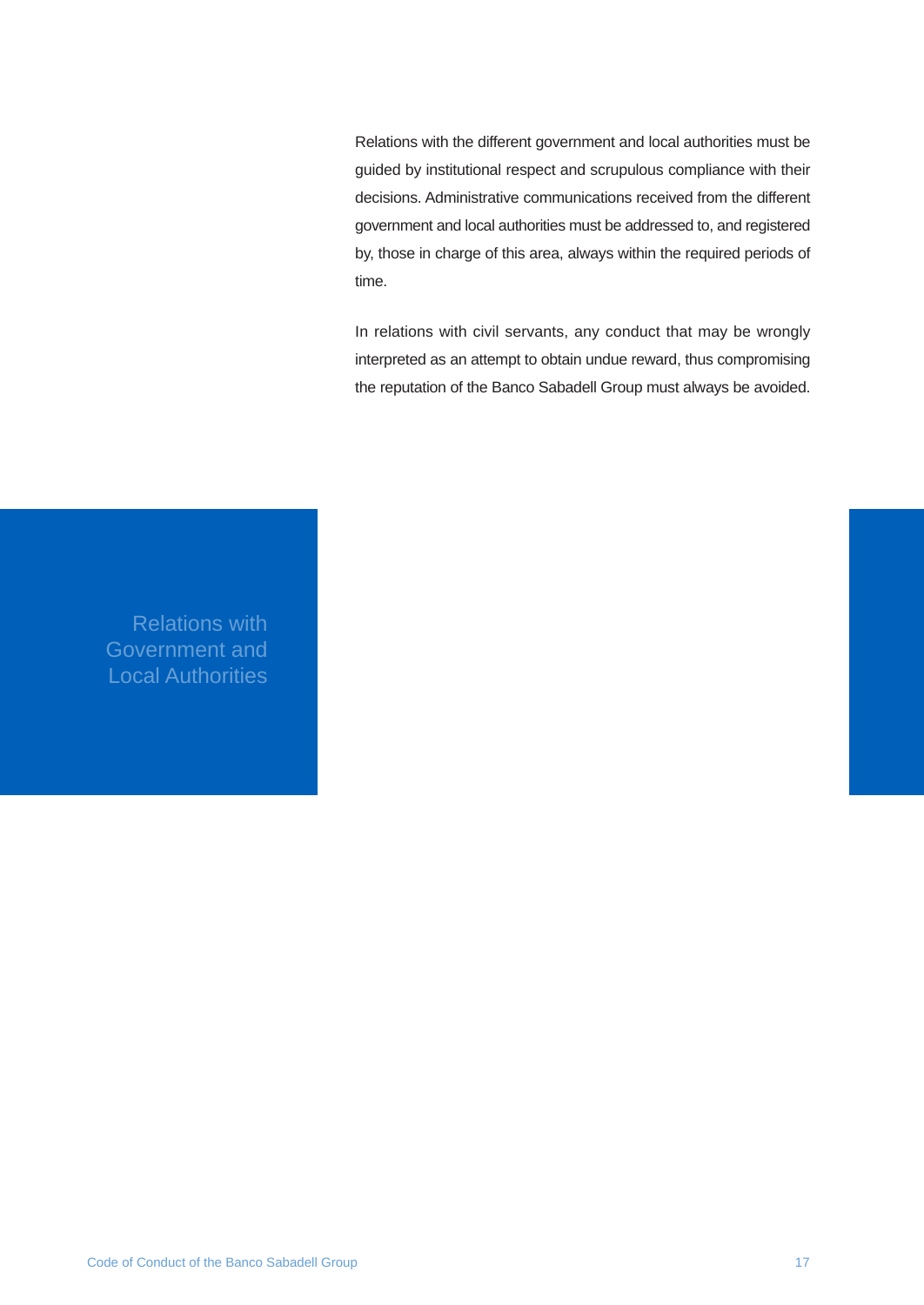Relations with the different government and local authorities must be guided by institutional respect and scrupulous compliance with their decisions. Administrative communications received from the different government and local authorities must be addressed to, and registered by, those in charge of this area, always within the required periods of time.

In relations with civil servants, any conduct that may be wrongly interpreted as an attempt to obtain undue reward, thus compromising the reputation of the Banco Sabadell Group must always be avoided.

## Relations with Government and Local Authorities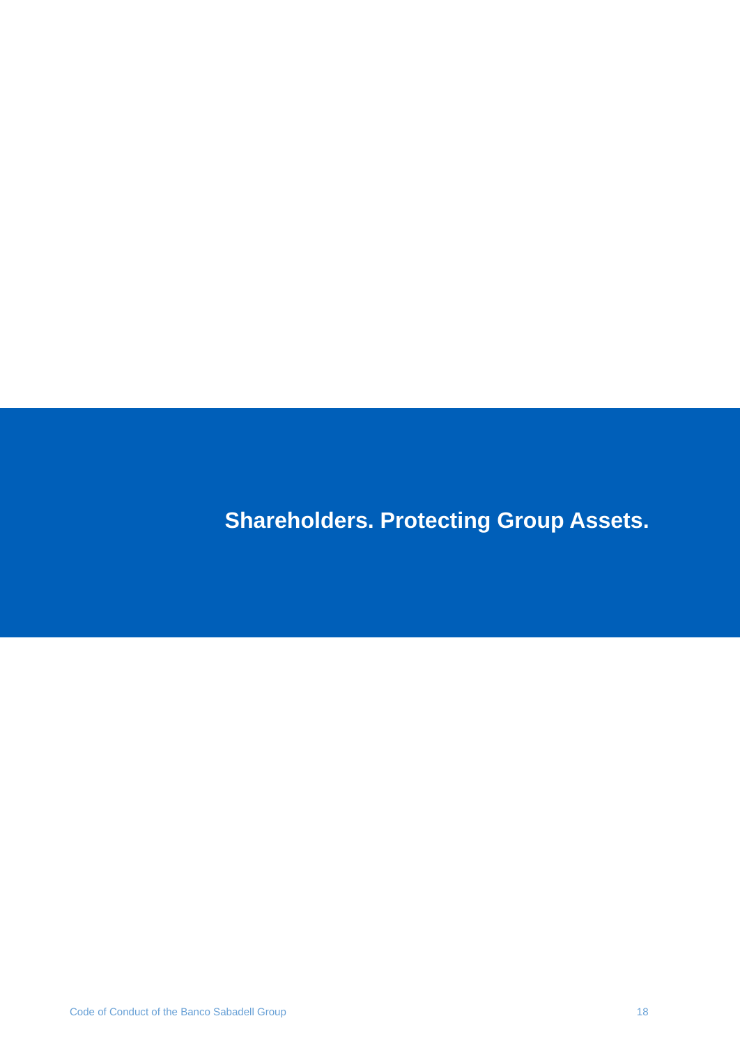# Shareholders. Protecting Group Assets.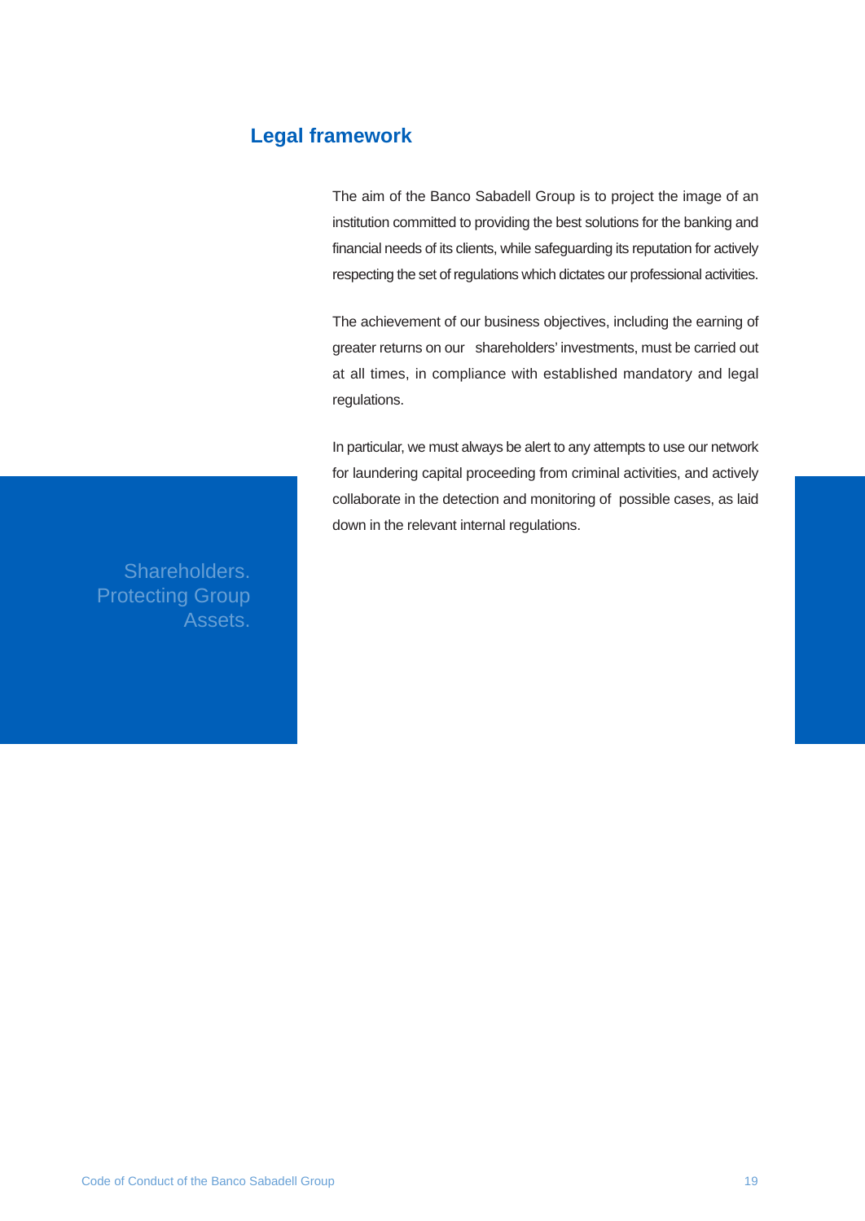## Legal framework

Shareholders. Protecting Group Assets.

The aim of the Banco Sabadell Group is to project the image of an institution committed to providing the best solutions for the banking and financial needs of its clients, while safeguarding its reputation for actively respecting the set of regulations which dictates our professional activities.

The achievement of our business objectives, including the earning of greater returns on our shareholders' investments, must be carried out at all times, in compliance with established mandatory and legal regulations.

In particular, we must always be alert to any attempts to use our network for laundering capital proceeding from criminal activities, and actively collaborate in the detection and monitoring of possible cases, as laid down in the relevant internal regulations.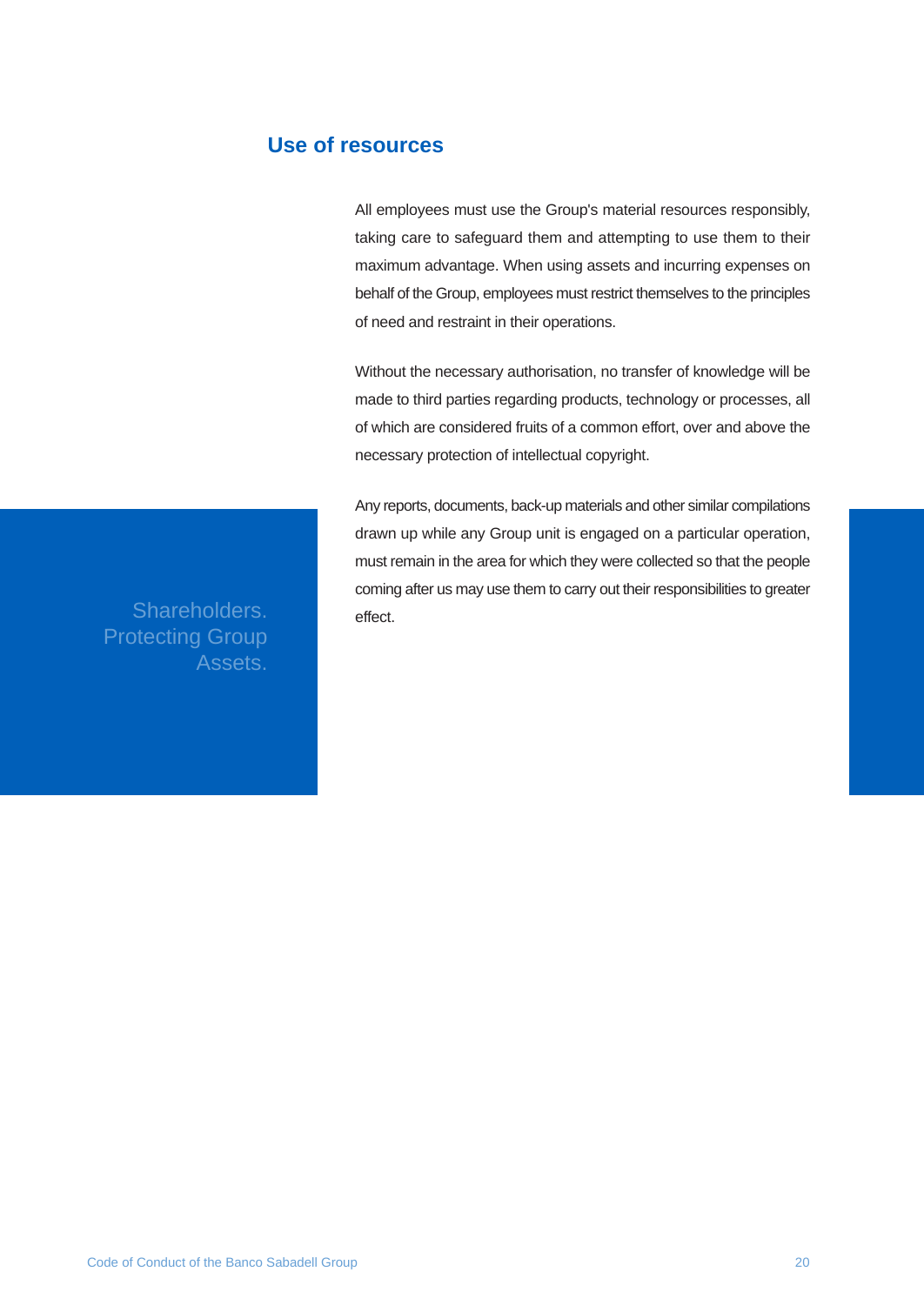## Use of resources

Shareholders. Protecting Group Assets.

All employees must use the Group's material resources responsibly, taking care to safeguard them and attempting to use them to their maximum advantage. When using assets and incurring expenses on behalf of the Group, employees must restrict themselves to the principles of need and restraint in their operations.

Without the necessary authorisation, no transfer of knowledge will be made to third parties regarding products, technology or processes, all of which are considered fruits of a common effort, over and above the necessary protection of intellectual copyright.

Any reports, documents, back-up materials and other similar compilations drawn up while any Group unit is engaged on a particular operation, must remain in the area for which they were collected so that the people coming after us may use them to carry out their responsibilities to greater effect.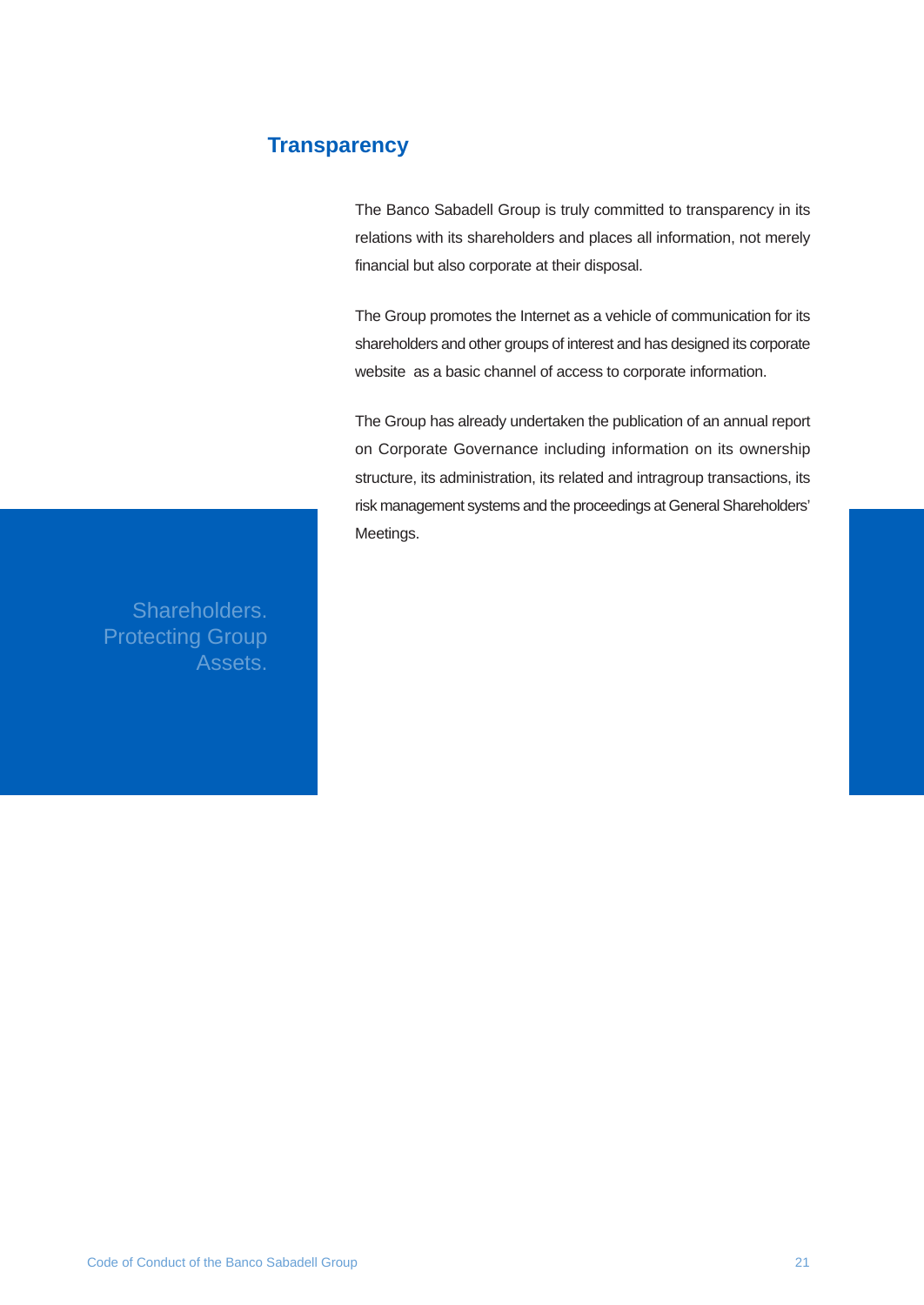## Transparency

The Banco Sabadell Group is truly committed to transparency in its relations with its shareholders and places all information, not merely financial but also corporate at their disposal.

The Group promotes the Internet as a vehicle of communication for its shareholders and other groups of interest and has designed its corporate website as a basic channel of access to corporate information.

The Group has already undertaken the publication of an annual report on Corporate Governance including information on its ownership structure, its administration, its related and intragroup transactions, its risk management systems and the proceedings at General Shareholders' Meetings.

Shareholders. Protecting Group Assets.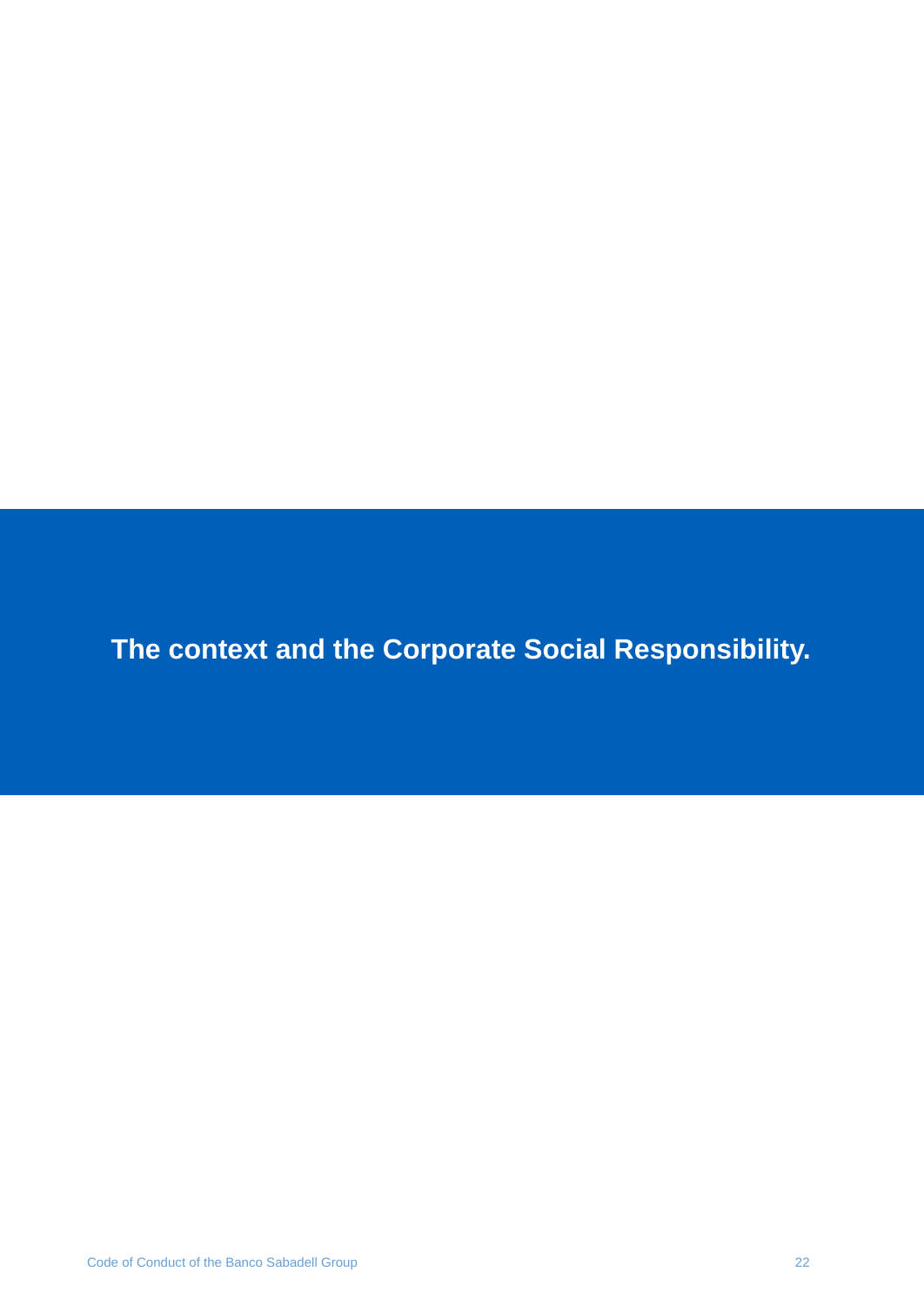# The context and the Corporate Social Responsibility.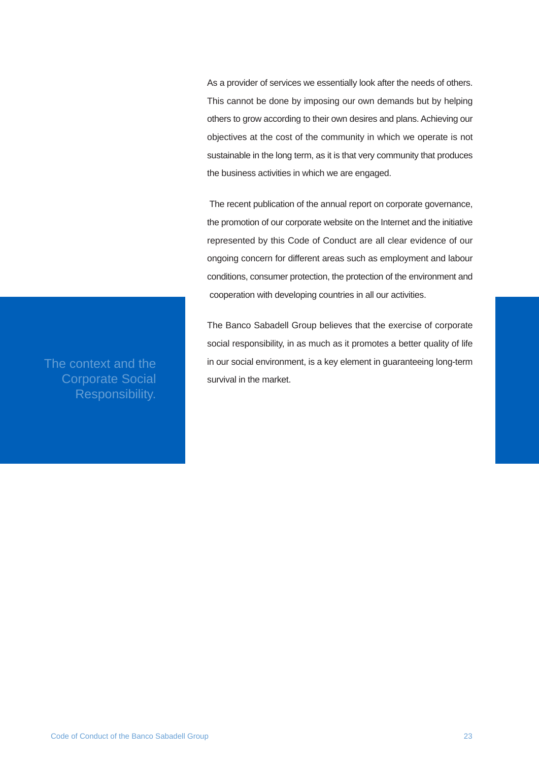## The context and the Corporate Social Responsibility.

As a provider of services we essentially look after the needs of others. This cannot be done by imposing our own demands but by helping others to grow according to their own desires and plans. Achieving our objectives at the cost of the community in which we operate is not sustainable in the long term, as it is that very community that produces the business activities in which we are engaged.

The recent publication of the annual report on corporate governance, the promotion of our corporate website on the Internet and the initiative represented by this Code of Conduct are all clear evidence of our ongoing concern for different areas such as employment and labour conditions, consumer protection, the protection of the environment and cooperation with developing countries in all our activities.

The Banco Sabadell Group believes that the exercise of corporate social responsibility, in as much as it promotes a better quality of life in our social environment, is a key element in guaranteeing long-term survival in the market.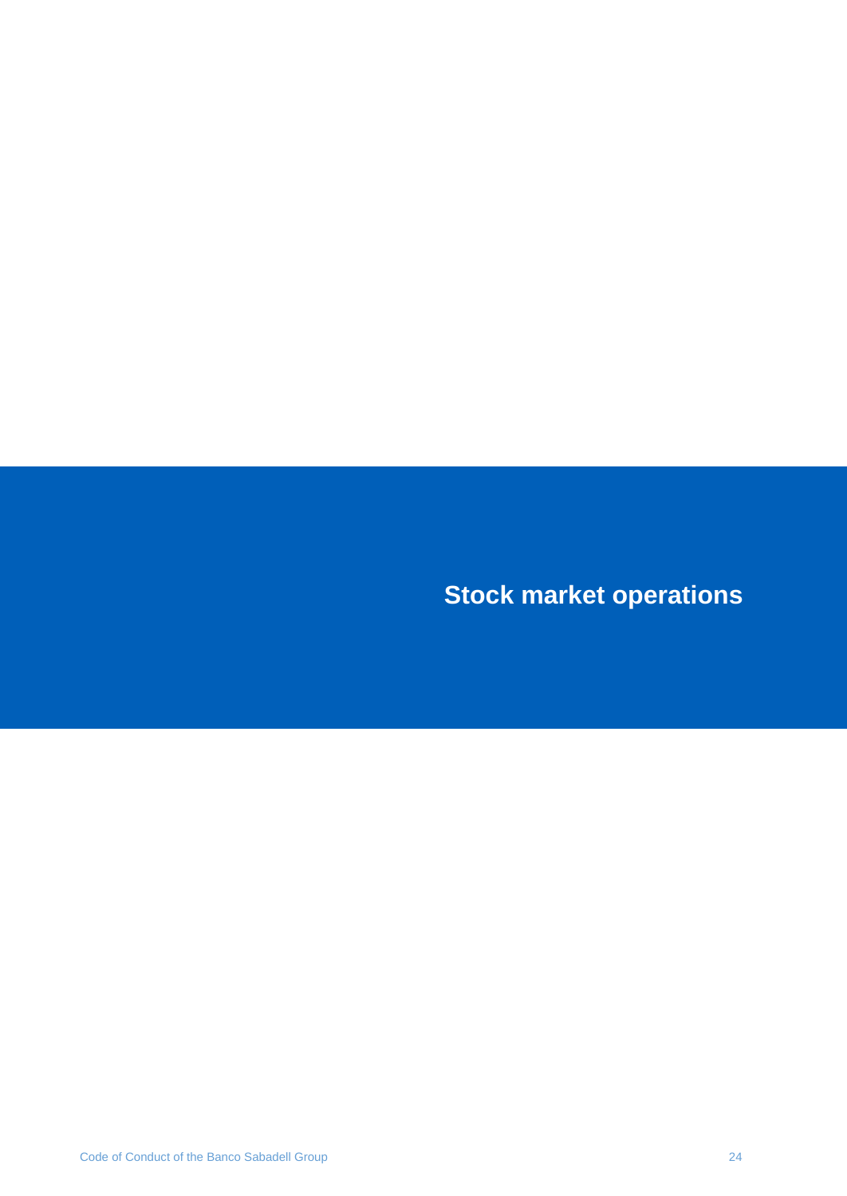# Stock market operations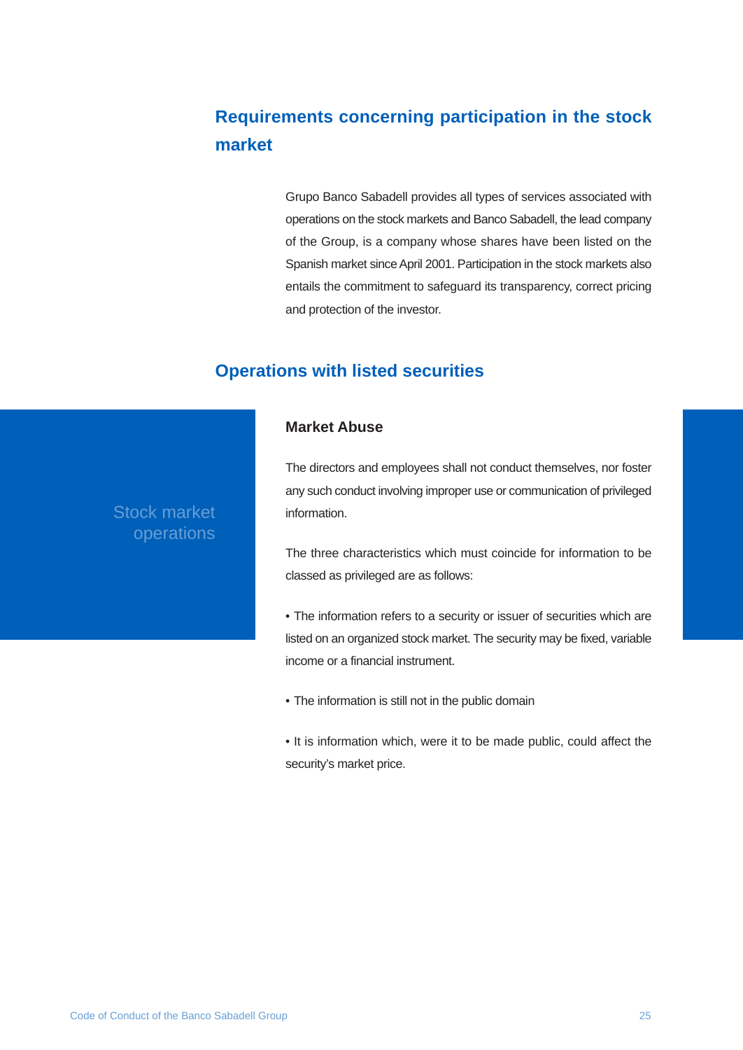## Requirements concerning participation in the stock market

Grupo Banco Sabadell provides all types of services associated with operations on the stock markets and Banco Sabadell, the lead company of the Group, is a company whose shares have been listed on the Spanish market since April 2001. Participation in the stock markets also entails the commitment to safeguard its transparency, correct pricing and protection of the investor.

## Operations with listed securities

Stock market operations

### Market Abuse

The directors and employees shall not conduct themselves, nor foster any such conduct involving improper use or communication of privileged information.

The three characteristics which must coincide for information to be classed as privileged are as follows:

• The information refers to a security or issuer of securities which are listed on an organized stock market. The security may be fixed, variable income or a financial instrument.

• The information is still not in the public domain

• It is information which, were it to be made public, could affect the security's market price.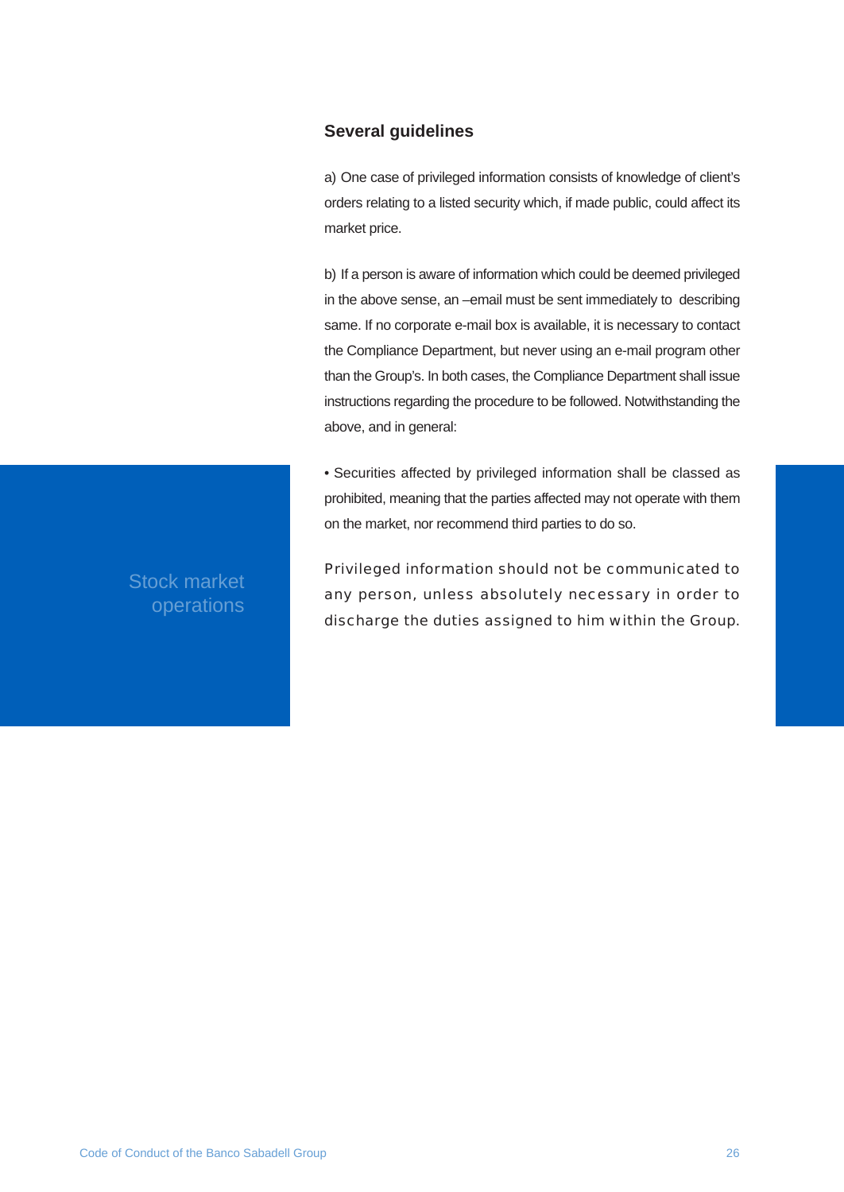Stock market operations

## Several guidelines

a) One case of privileged information consists of knowledge of client's orders relating to a listed security which, if made public, could affect its market price.

b) If a person is aware of information which could be deemed privileged in the above sense, an –email must be sent immediately to describing same. If no corporate e-mail box is available, it is necessary to contact the Compliance Department, but never using an e-mail program other than the Group's. In both cases, the Compliance Department shall issue instructions regarding the procedure to be followed. Notwithstanding the above, and in general:

• Securities affected by privileged information shall be classed as prohibited, meaning that the parties affected may not operate with them on the market, nor recommend third parties to do so.

Privileged information should not be communicated to any person, unless absolutely necessary in order to discharge the duties assigned to him within the Group.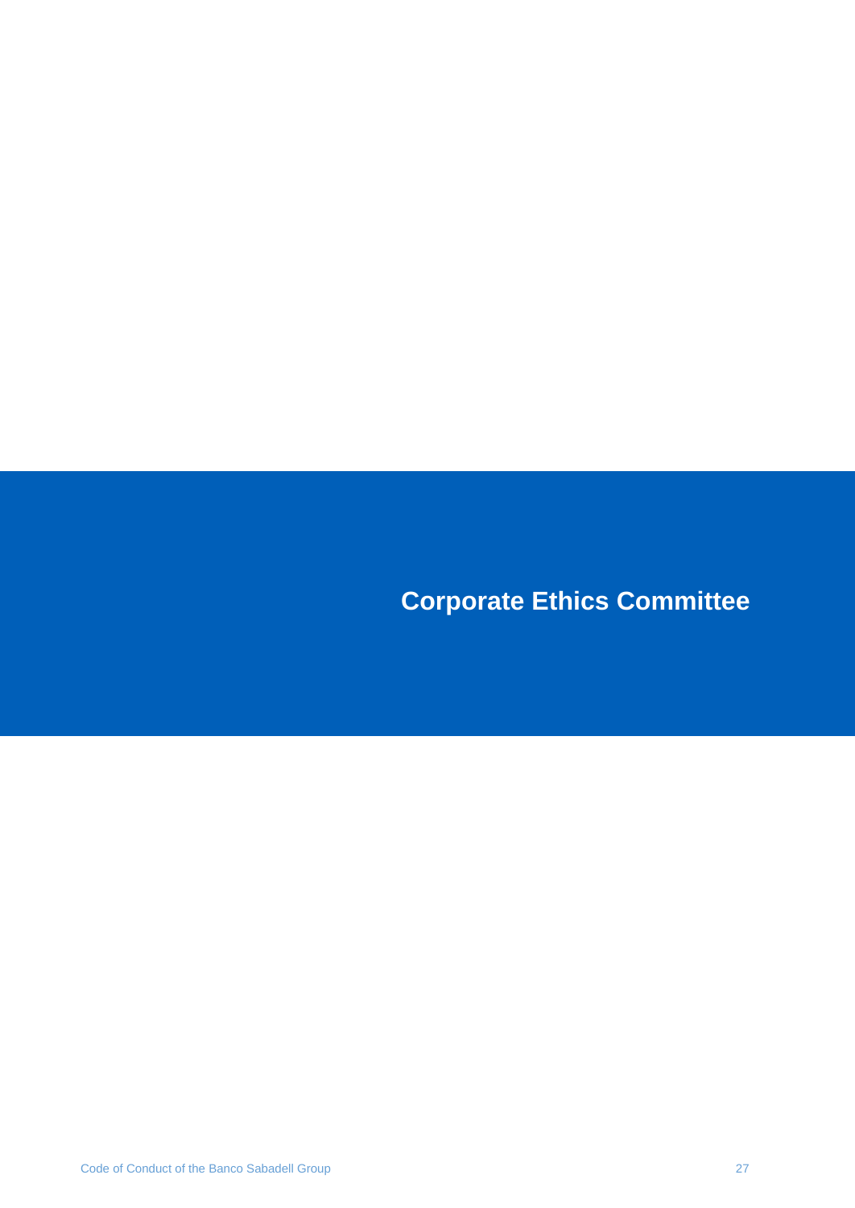# Corporate Ethics Committee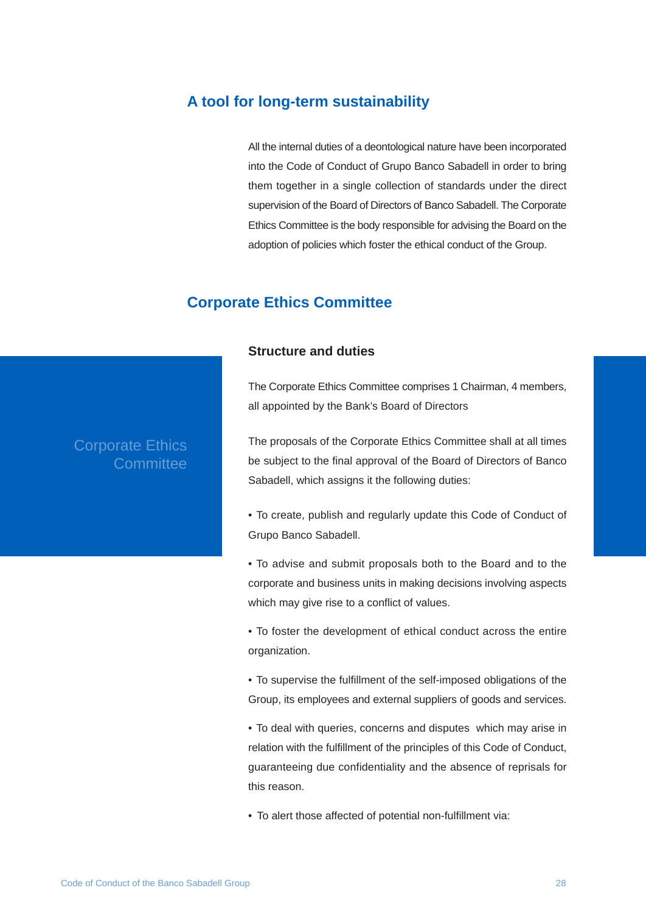## A tool for long-term sustainability

All the internal duties of a deontological nature have been incorporated into the Code of Conduct of Grupo Banco Sabadell in order to bring them together in a single collection of standards under the direct supervision of the Board of Directors of Banco Sabadell. The Corporate Ethics Committee is the body responsible for advising the Board on the adoption of policies which foster the ethical conduct of the Group.

## Corporate Ethics Committee

Corporate Ethics Committee

### Structure and duties

The Corporate Ethics Committee comprises 1 Chairman, 4 members, all appointed by the Bank's Board of Directors

The proposals of the Corporate Ethics Committee shall at all times be subject to the final approval of the Board of Directors of Banco Sabadell, which assigns it the following duties:

• To create, publish and regularly update this Code of Conduct of Grupo Banco Sabadell.

• To advise and submit proposals both to the Board and to the corporate and business units in making decisions involving aspects which may give rise to a conflict of values.

• To foster the development of ethical conduct across the entire organization.

• To supervise the fulfillment of the self-imposed obligations of the Group, its employees and external suppliers of goods and services.

• To deal with queries, concerns and disputes which may arise in relation with the fulfillment of the principles of this Code of Conduct, guaranteeing due confidentiality and the absence of reprisals for this reason.

• To alert those affected of potential non-fulfillment via: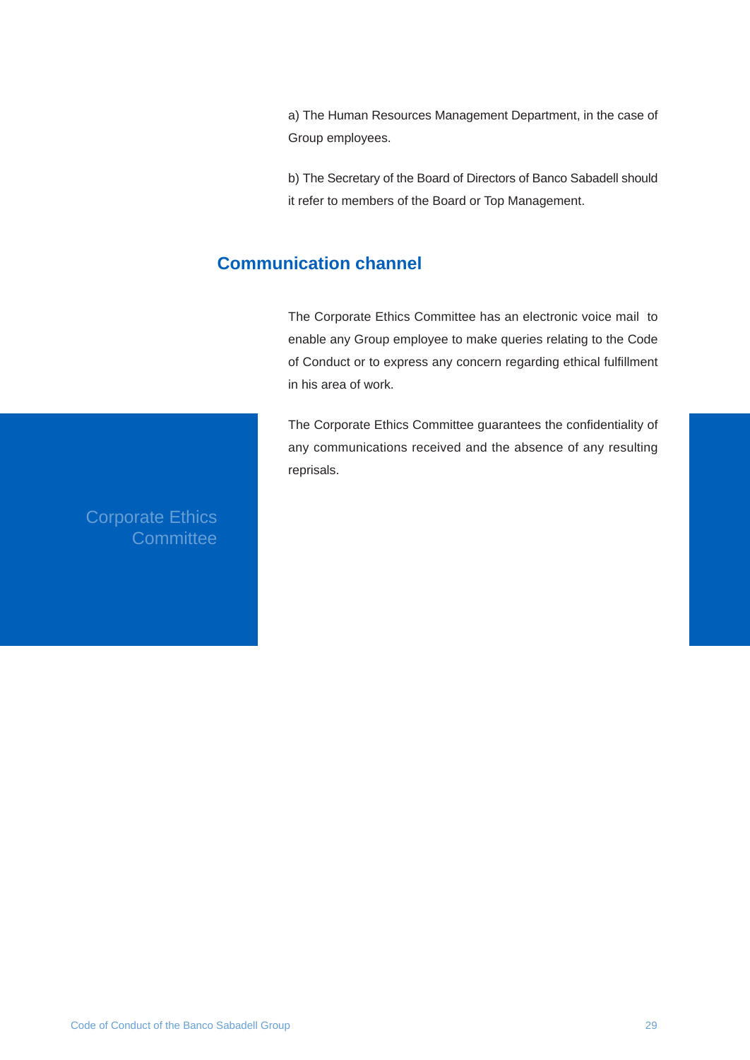a) The Human Resources Management Department, in the case of Group employees.

b) The Secretary of the Board of Directors of Banco Sabadell should it refer to members of the Board or Top Management.

## Communication channel

The Corporate Ethics Committee has an electronic voice mail to enable any Group employee to make queries relating to the Code of Conduct or to express any concern regarding ethical fulfillment in his area of work.

The Corporate Ethics Committee guarantees the confidentiality of any communications received and the absence of any resulting reprisals.

Corporate Ethics Committee